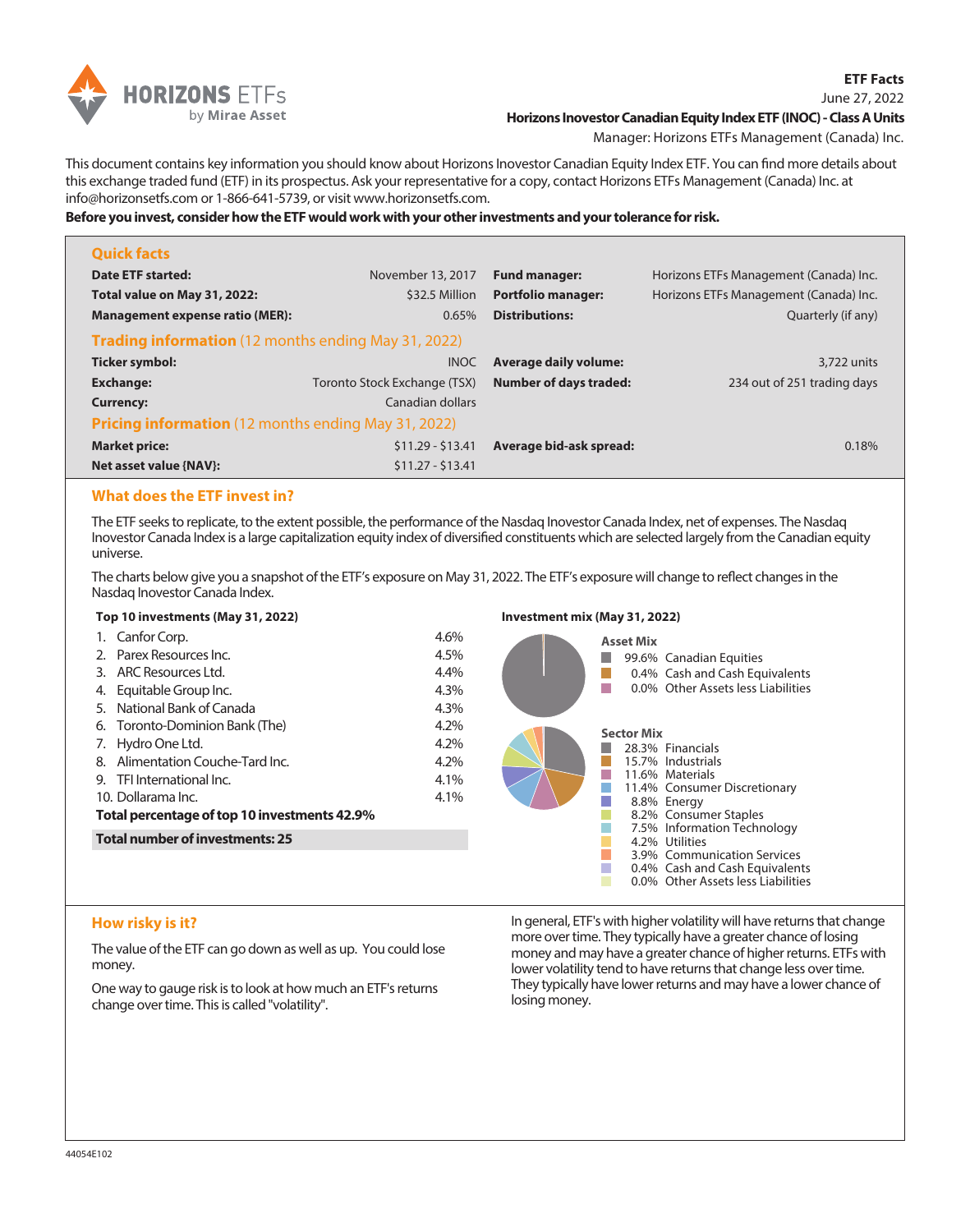**ETF Facts**
June 27, 2022
**Horizons Inovestor Canadian Equity Index ETF (INOC) - Class A Units**
Manager: Horizons ETFs Management (Canada) Inc.

This document contains key information you should know about Horizons Inovestor Canadian Equity Index ETF. You can find more details about this exchange traded fund (ETF) in its prospectus. Ask your representative for a copy, contact Horizons ETFs Management (Canada) Inc. at info@horizonsetfs.com or 1-866-641-5739, or visit www.horizonsetfs.com.

**Before you invest, consider how the ETF would work with your other investments and your tolerance for risk.**

## Quick facts

| | | | |
|---|---|---|---|
| **Date ETF started:** | November 13, 2017 | **Fund manager:** | Horizons ETFs Management (Canada) Inc. |
| **Total value on May 31, 2022:** | $32.5 Million | **Portfolio manager:** | Horizons ETFs Management (Canada) Inc. |
| **Management expense ratio (MER):** | 0.65% | **Distributions:** | Quarterly (if any) |

## Trading information (12 months ending May 31, 2022)

| | | | |
|---|---|---|---|
| **Ticker symbol:** | INOC | **Average daily volume:** | 3,722 units |
| **Exchange:** | Toronto Stock Exchange (TSX) | **Number of days traded:** | 234 out of 251 trading days |
| **Currency:** | Canadian dollars | | |

## Pricing information (12 months ending May 31, 2022)

| | | | |
|---|---|---|---|
| **Market price:** | $11.29 - $13.41 | **Average bid-ask spread:** | 0.18% |
| **Net asset value {NAV}:** | $11.27 - $13.41 | | |

## What does the ETF invest in?

The ETF seeks to replicate, to the extent possible, the performance of the Nasdaq Inovestor Canada Index, net of expenses. The Nasdaq Inovestor Canada Index is a large capitalization equity index of diversified constituents which are selected largely from the Canadian equity universe.

The charts below give you a snapshot of the ETF's exposure on May 31, 2022. The ETF's exposure will change to reflect changes in the Nasdaq Inovestor Canada Index.

**Top 10 investments (May 31, 2022)**

| | |
|---|---|
| 1. Canfor Corp. | 4.6% |
| 2. Parex Resources Inc. | 4.5% |
| 3. ARC Resources Ltd. | 4.4% |
| 4. Equitable Group Inc. | 4.3% |
| 5. National Bank of Canada | 4.3% |
| 6. Toronto-Dominion Bank (The) | 4.2% |
| 7. Hydro One Ltd. | 4.2% |
| 8. Alimentation Couche-Tard Inc. | 4.2% |
| 9. TFI International Inc. | 4.1% |
| 10. Dollarama Inc. | 4.1% |
| **Total percentage of top 10 investments 42.9%** | |
| **Total number of investments: 25** | |

**Investment mix (May 31, 2022)**

**Asset Mix**
99.6% Canadian Equities
0.4% Cash and Cash Equivalents
0.0% Other Assets less Liabilities

**Sector Mix**
28.3% Financials
15.7% Industrials
11.6% Materials
11.4% Consumer Discretionary
8.8% Energy
8.2% Consumer Staples
7.5% Information Technology
4.2% Utilities
3.9% Communication Services
0.4% Cash and Cash Equivalents
0.0% Other Assets less Liabilities

## How risky is it?

The value of the ETF can go down as well as up. You could lose money.

One way to gauge risk is to look at how much an ETF's returns change over time. This is called "volatility".

In general, ETF's with higher volatility will have returns that change more over time. They typically have a greater chance of losing money and may have a greater chance of higher returns. ETFs with lower volatility tend to have returns that change less over time. They typically have lower returns and may have a lower chance of losing money.

44054E102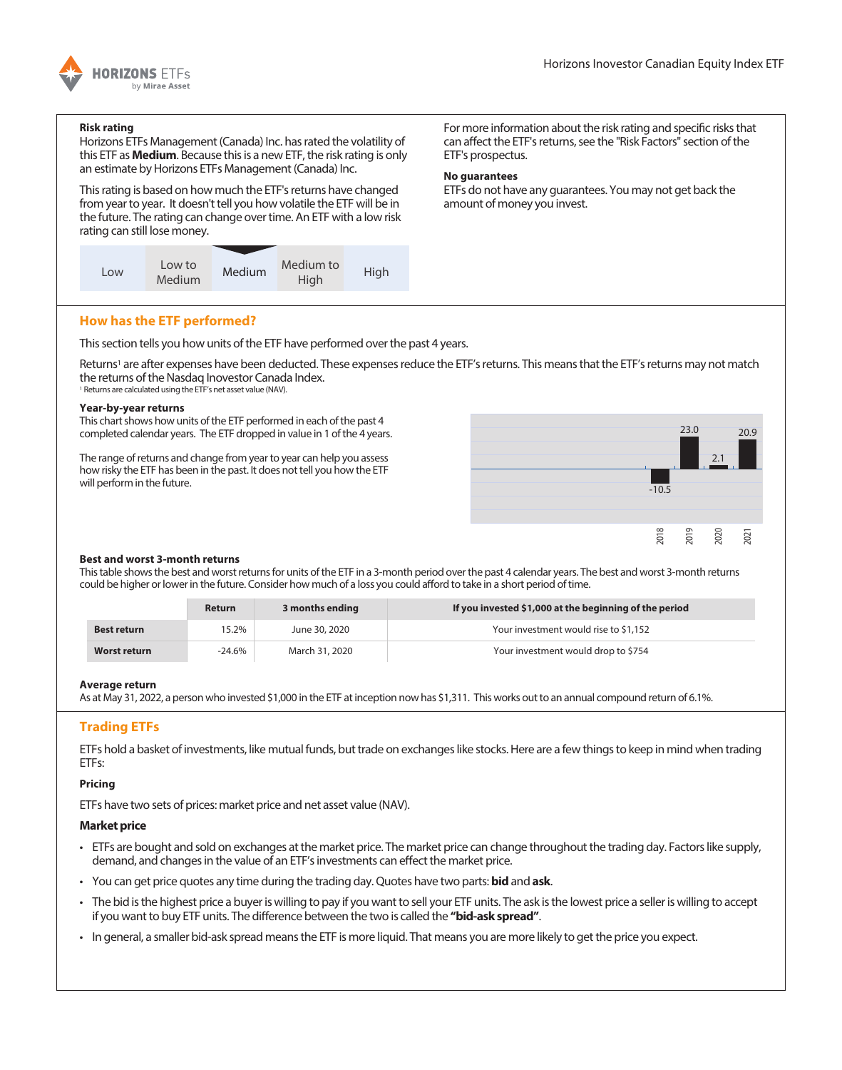### Risk rating

Horizons ETFs Management (Canada) Inc. has rated the volatility of this ETF as **Medium**. Because this is a new ETF, the risk rating is only an estimate by Horizons ETFs Management (Canada) Inc.

This rating is based on how much the ETF's returns have changed from year to year. It doesn't tell you how volatile the ETF will be in the future. The rating can change over time. An ETF with a low risk rating can still lose money.

| Low | Low to Medium | Medium | Medium to High | High |
|---|---|---|---|---|

For more information about the risk rating and specific risks that can affect the ETF's returns, see the "Risk Factors" section of the ETF's prospectus.

### No guarantees

ETFs do not have any guarantees. You may not get back the amount of money you invest.

## How has the ETF performed?

This section tells you how units of the ETF have performed over the past 4 years.

Returns[1] are after expenses have been deducted. These expenses reduce the ETF's returns. This means that the ETF's returns may not match the returns of the Nasdaq Inovestor Canada Index.

[1] Returns are calculated using the ETF's net asset value (NAV).

### Year-by-year returns

This chart shows how units of the ETF performed in each of the past 4 completed calendar years. The ETF dropped in value in 1 of the 4 years.

The range of returns and change from year to year can help you assess how risky the ETF has been in the past. It does not tell you how the ETF will perform in the future.

-10.5
23.0
2.1
20.9
2018
2019
2020
2021

### Best and worst 3-month returns

This table shows the best and worst returns for units of the ETF in a 3-month period over the past 4 calendar years. The best and worst 3-month returns could be higher or lower in the future. Consider how much of a loss you could afford to take in a short period of time.

| | Return | 3 months ending | If you invested $1,000 at the beginning of the period |
|---|---|---|---|
| **Best return** | 15.2% | June 30, 2020 | Your investment would rise to $1,152 |
| **Worst return** | -24.6% | March 31, 2020 | Your investment would drop to $754 |

### Average return

As at May 31, 2022, a person who invested $1,000 in the ETF at inception now has $1,311. This works out to an annual compound return of 6.1%.

## Trading ETFs

ETFs hold a basket of investments, like mutual funds, but trade on exchanges like stocks. Here are a few things to keep in mind when trading ETFs:

### Pricing

ETFs have two sets of prices: market price and net asset value (NAV).

### Market price

- ETFs are bought and sold on exchanges at the market price. The market price can change throughout the trading day. Factors like supply, demand, and changes in the value of an ETF's investments can effect the market price.
- You can get price quotes any time during the trading day. Quotes have two parts: **bid** and **ask**.
- The bid is the highest price a buyer is willing to pay if you want to sell your ETF units. The ask is the lowest price a seller is willing to accept if you want to buy ETF units. The difference between the two is called the **"bid-ask spread"**.
- In general, a smaller bid-ask spread means the ETF is more liquid. That means you are more likely to get the price you expect.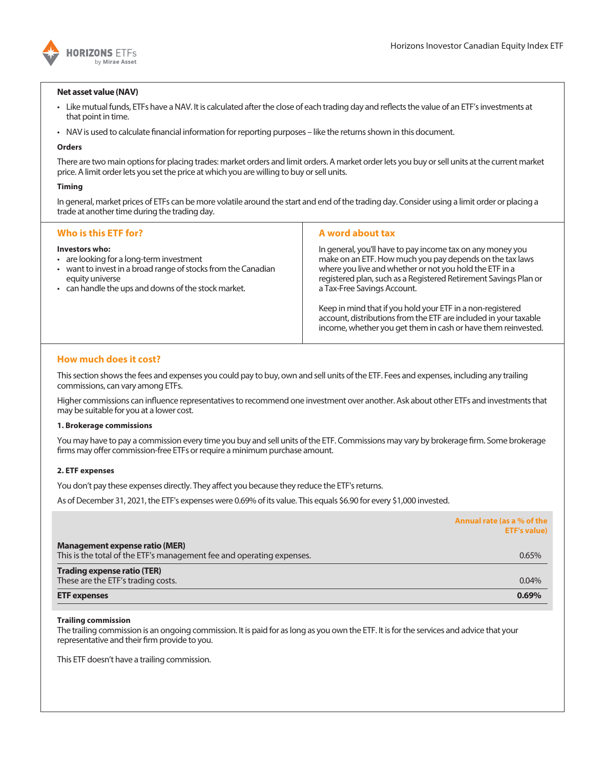**Net asset value (NAV)**

- Like mutual funds, ETFs have a NAV. It is calculated after the close of each trading day and reflects the value of an ETF's investments at that point in time.
- NAV is used to calculate financial information for reporting purposes – like the returns shown in this document.

**Orders**

There are two main options for placing trades: market orders and limit orders. A market order lets you buy or sell units at the current market price. A limit order lets you set the price at which you are willing to buy or sell units.

**Timing**

In general, market prices of ETFs can be more volatile around the start and end of the trading day. Consider using a limit order or placing a trade at another time during the trading day.

## Who is this ETF for?

**Investors who:**

- are looking for a long-term investment
- want to invest in a broad range of stocks from the Canadian equity universe
- can handle the ups and downs of the stock market.

## A word about tax

In general, you'll have to pay income tax on any money you make on an ETF. How much you pay depends on the tax laws where you live and whether or not you hold the ETF in a registered plan, such as a Registered Retirement Savings Plan or a Tax-Free Savings Account.

Keep in mind that if you hold your ETF in a non-registered account, distributions from the ETF are included in your taxable income, whether you get them in cash or have them reinvested.

## How much does it cost?

This section shows the fees and expenses you could pay to buy, own and sell units of the ETF. Fees and expenses, including any trailing commissions, can vary among ETFs.

Higher commissions can influence representatives to recommend one investment over another. Ask about other ETFs and investments that may be suitable for you at a lower cost.

**1. Brokerage commissions**

You may have to pay a commission every time you buy and sell units of the ETF. Commissions may vary by brokerage firm. Some brokerage firms may offer commission-free ETFs or require a minimum purchase amount.

**2. ETF expenses**

You don't pay these expenses directly. They affect you because they reduce the ETF's returns.

As of December 31, 2021, the ETF's expenses were 0.69% of its value. This equals $6.90 for every $1,000 invested.

| | Annual rate (as a % of the ETF's value) |
|---|---|
| **Management expense ratio (MER)**<br>This is the total of the ETF's management fee and operating expenses. | 0.65% |
| **Trading expense ratio (TER)**<br>These are the ETF's trading costs. | 0.04% |
| **ETF expenses** | **0.69%** |

**Trailing commission**

The trailing commission is an ongoing commission. It is paid for as long as you own the ETF. It is for the services and advice that your representative and their firm provide to you.

This ETF doesn't have a trailing commission.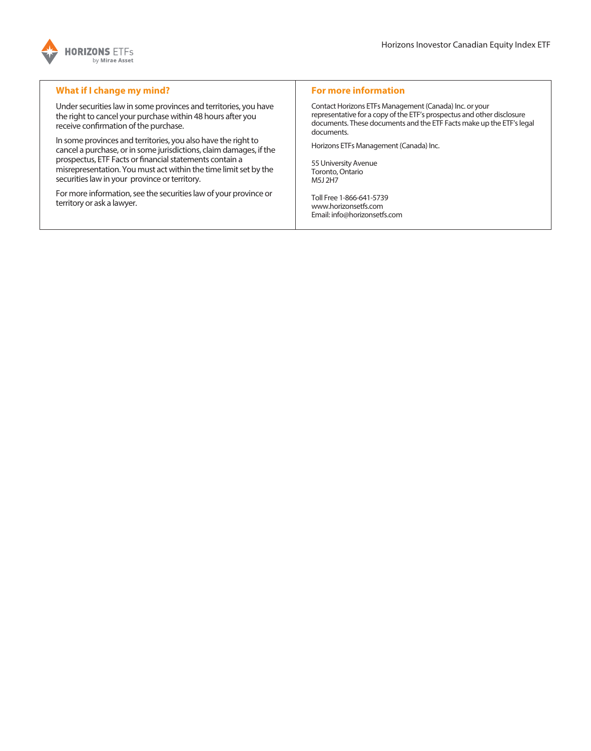## What if I change my mind?

Under securities law in some provinces and territories, you have the right to cancel your purchase within 48 hours after you receive confirmation of the purchase.

In some provinces and territories, you also have the right to cancel a purchase, or in some jurisdictions, claim damages, if the prospectus, ETF Facts or financial statements contain a misrepresentation. You must act within the time limit set by the securities law in your province or territory.

For more information, see the securities law of your province or territory or ask a lawyer.

## For more information

Contact Horizons ETFs Management (Canada) Inc. or your representative for a copy of the ETF's prospectus and other disclosure documents. These documents and the ETF Facts make up the ETF's legal documents.

Horizons ETFs Management (Canada) Inc.

55 University Avenue
Toronto, Ontario
M5J 2H7

Toll Free 1-866-641-5739
www.horizonsetfs.com
Email: info@horizonsetfs.com